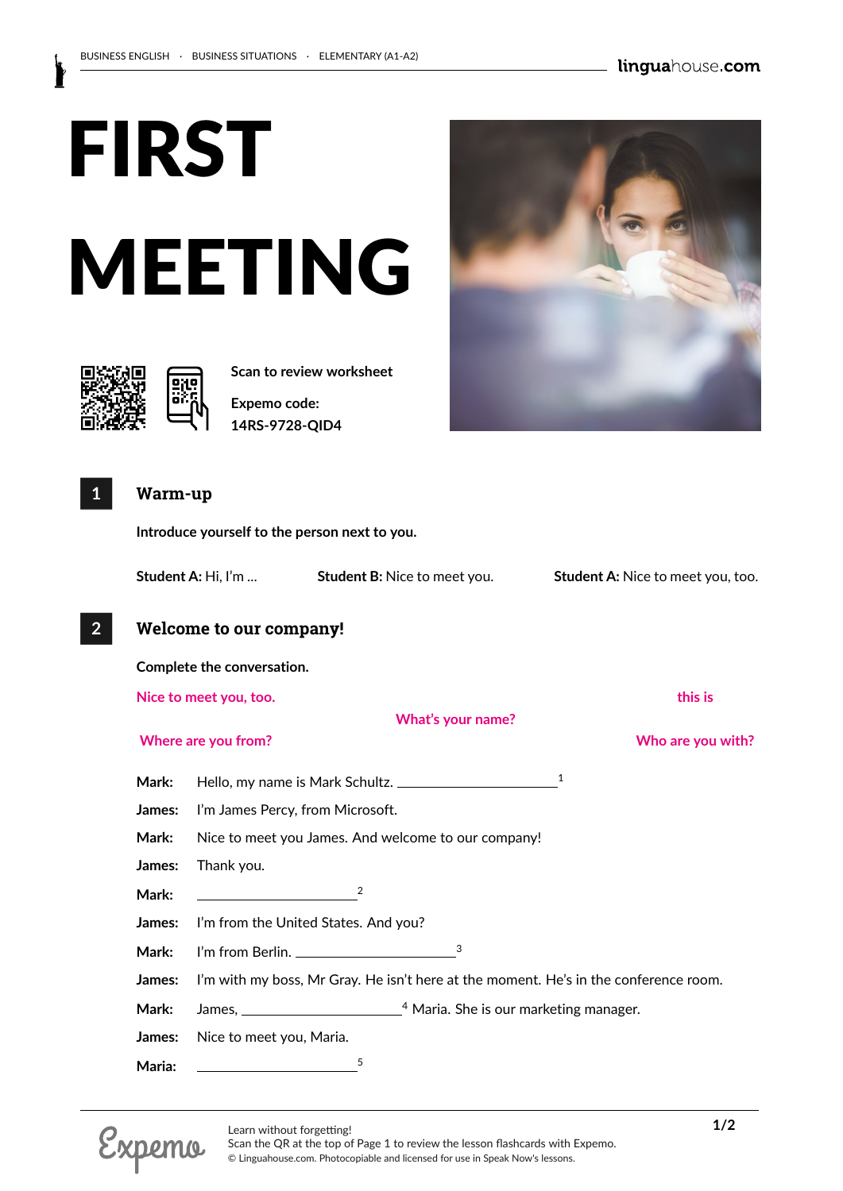# FIRST MEETING

Scan to review worksheet

Expemo code:
14RS-9728-QID4

## 1 Warm-up

**Introduce yourself to the person next to you.**

**Student A:** Hi, I'm ... **Student B:** Nice to meet you. **Student A:** Nice to meet you, too.

## 2 Welcome to our company!

**Complete the conversation.**

Nice to meet you, too. | this is | What's your name? | Where are you from? | Who are you with?

**Mark:** Hello, my name is Mark Schultz. ____________________ [1]

**James:** I'm James Percy, from Microsoft.

**Mark:** Nice to meet you James. And welcome to our company!

**James:** Thank you.

**Mark:** ____________________ [2]

**James:** I'm from the United States. And you?

**Mark:** I'm from Berlin. ____________________ [3]

**James:** I'm with my boss, Mr Gray. He isn't here at the moment. He's in the conference room.

**Mark:** James, ____________________ [4] Maria. She is our marketing manager.

**James:** Nice to meet you, Maria.

**Maria:** ____________________ [5]

Learn without forgetting!
Scan the QR at the top of Page 1 to review the lesson flashcards with Expemo.
© Linguahouse.com. Photocopiable and licensed for use in Speak Now's lessons.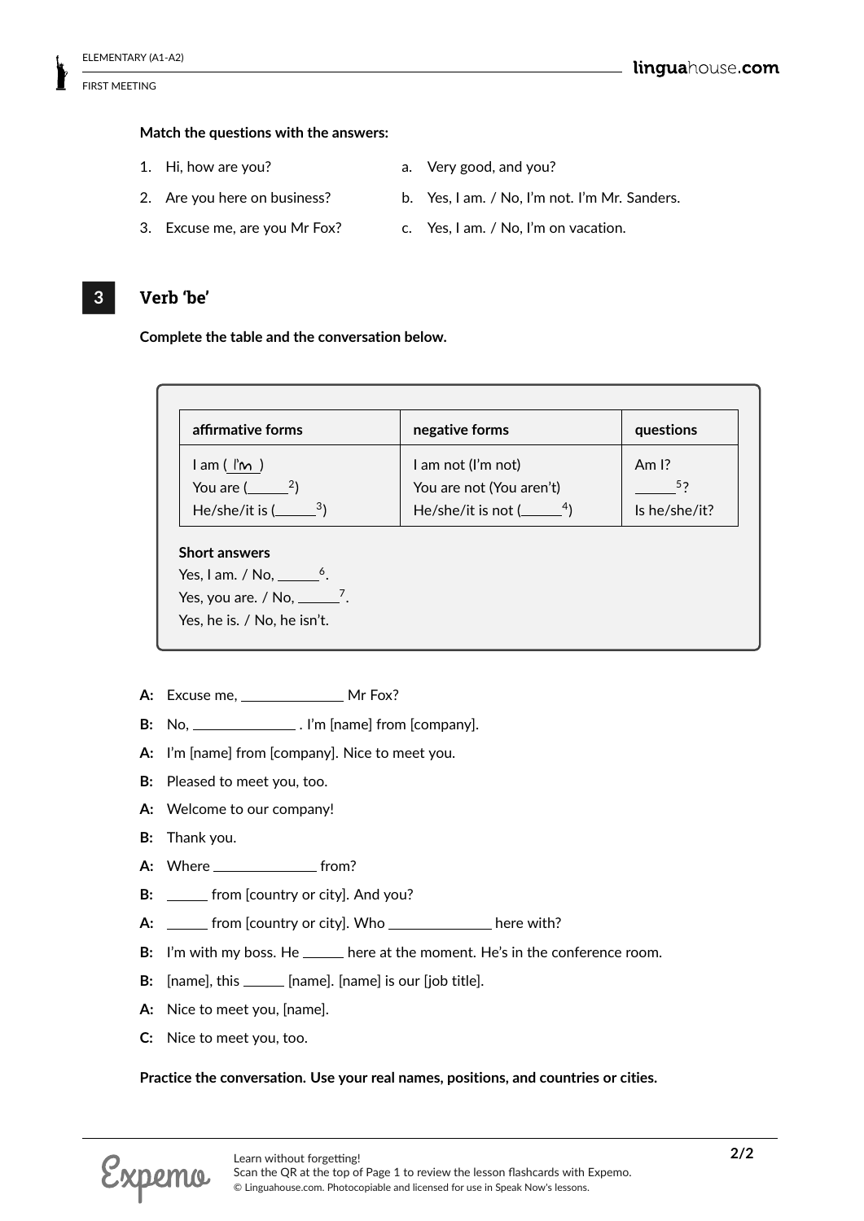**Match the questions with the answers:**

1. Hi, how are you?
2. Are you here on business?
3. Excuse me, are you Mr Fox?

a. Very good, and you?
b. Yes, I am. / No, I'm not. I'm Mr. Sanders.
c. Yes, I am. / No, I'm on vacation.

## 3 Verb 'be'

**Complete the table and the conversation below.**

| affirmative forms | negative forms | questions |
|---|---|---|
| I am ( I'm ) | I am not (I'm not) | Am I? |
| You are (\_\_\_\_\_\_[2]) | You are not (You aren't) | \_\_\_\_\_\_[5]? |
| He/she/it is (\_\_\_\_\_\_[3]) | He/she/it is not (\_\_\_\_\_\_[4]) | Is he/she/it? |

**Short answers**

Yes, I am. / No, \_\_\_\_\_\_[6].
Yes, you are. / No, \_\_\_\_\_\_[7].
Yes, he is. / No, he isn't.

**A:** Excuse me, \_\_\_\_\_\_\_\_\_\_\_\_\_\_ Mr Fox?

**B:** No, \_\_\_\_\_\_\_\_\_\_\_\_\_\_ . I'm [name] from [company].

**A:** I'm [name] from [company]. Nice to meet you.

**B:** Pleased to meet you, too.

**A:** Welcome to our company!

**B:** Thank you.

**A:** Where \_\_\_\_\_\_\_\_\_\_\_\_\_\_ from?

**B:** \_\_\_\_\_\_ from [country or city]. And you?

**A:** \_\_\_\_\_\_ from [country or city]. Who \_\_\_\_\_\_\_\_\_\_\_\_\_\_ here with?

**B:** I'm with my boss. He \_\_\_\_\_\_ here at the moment. He's in the conference room.

**B:** [name], this \_\_\_\_\_\_ [name]. [name] is our [job title].

**A:** Nice to meet you, [name].

**C:** Nice to meet you, too.

**Practice the conversation. Use your real names, positions, and countries or cities.**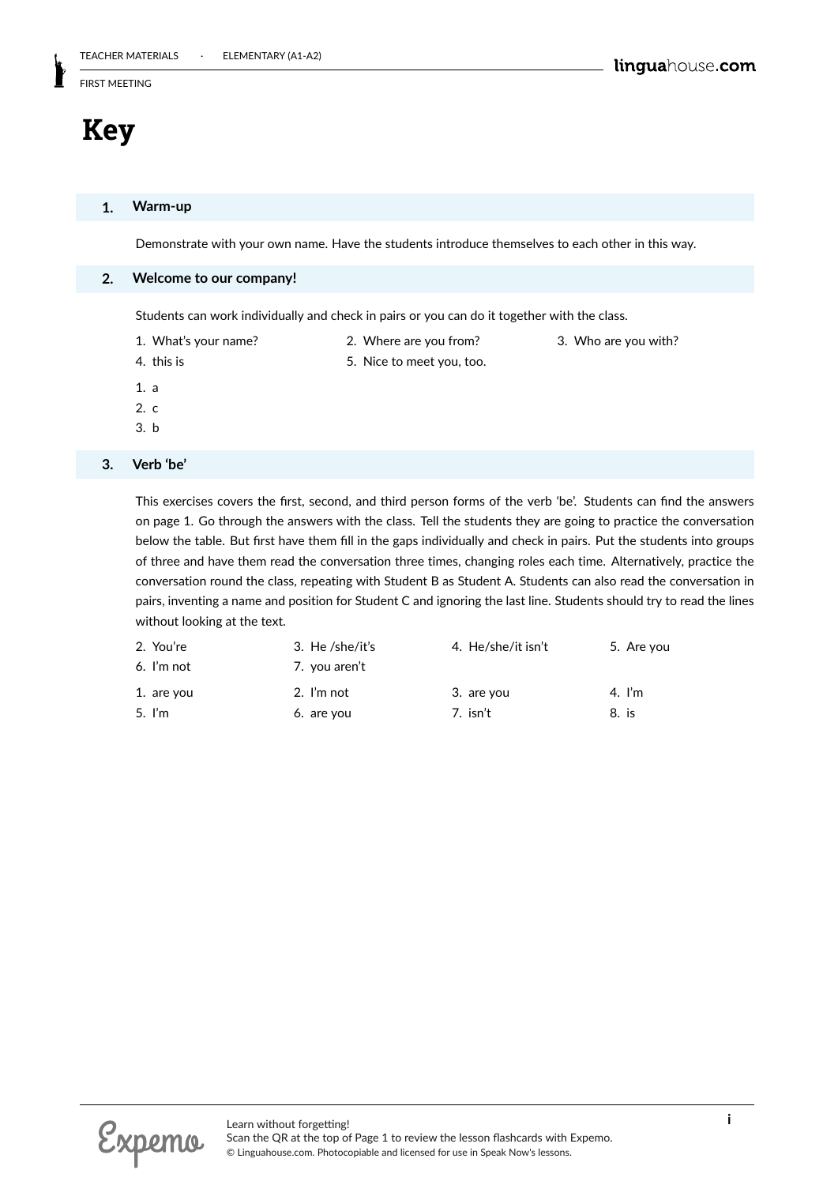# Key

## 1. Warm-up

Demonstrate with your own name. Have the students introduce themselves to each other in this way.

## 2. Welcome to our company!

Students can work individually and check in pairs or you can do it together with the class.

1. What's your name?
2. Where are you from?
3. Who are you with?
4. this is
5. Nice to meet you, too.

1. a
2. c
3. b

## 3. Verb 'be'

This exercises covers the first, second, and third person forms of the verb 'be'. Students can find the answers on page 1. Go through the answers with the class. Tell the students they are going to practice the conversation below the table. But first have them fill in the gaps individually and check in pairs. Put the students into groups of three and have them read the conversation three times, changing roles each time. Alternatively, practice the conversation round the class, repeating with Student B as Student A. Students can also read the conversation in pairs, inventing a name and position for Student C and ignoring the last line. Students should try to read the lines without looking at the text.

2. You're
3. He /she/it's
4. He/she/it isn't
5. Are you
6. I'm not
7. you aren't

1. are you
2. I'm not
3. are you
4. I'm
5. I'm
6. are you
7. isn't
8. is

Learn without forgetting!
Scan the QR at the top of Page 1 to review the lesson flashcards with Expemo.
© Linguahouse.com. Photocopiable and licensed for use in Speak Now's lessons.